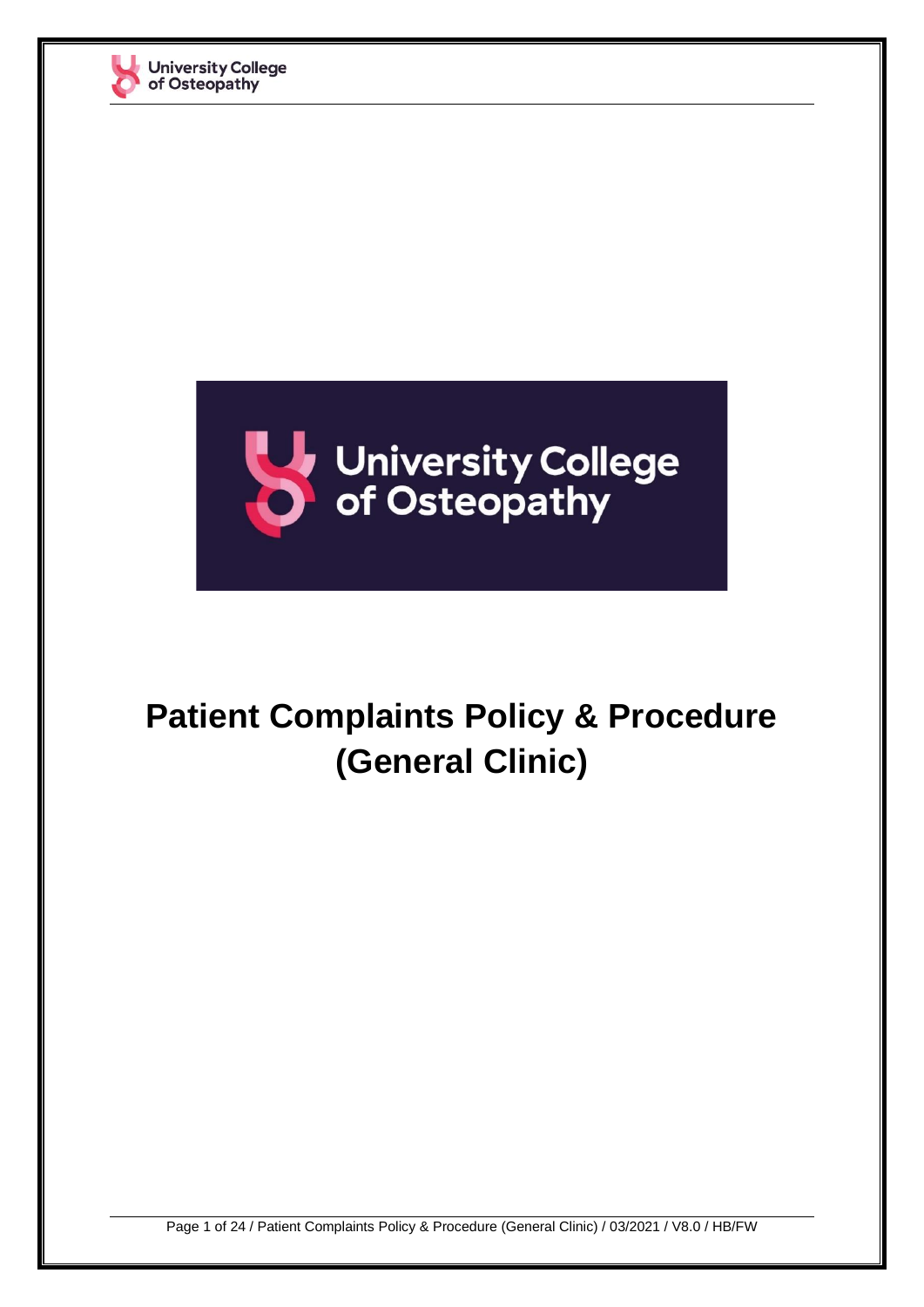# Patient Complaints Policy & Procedure (General Clinic)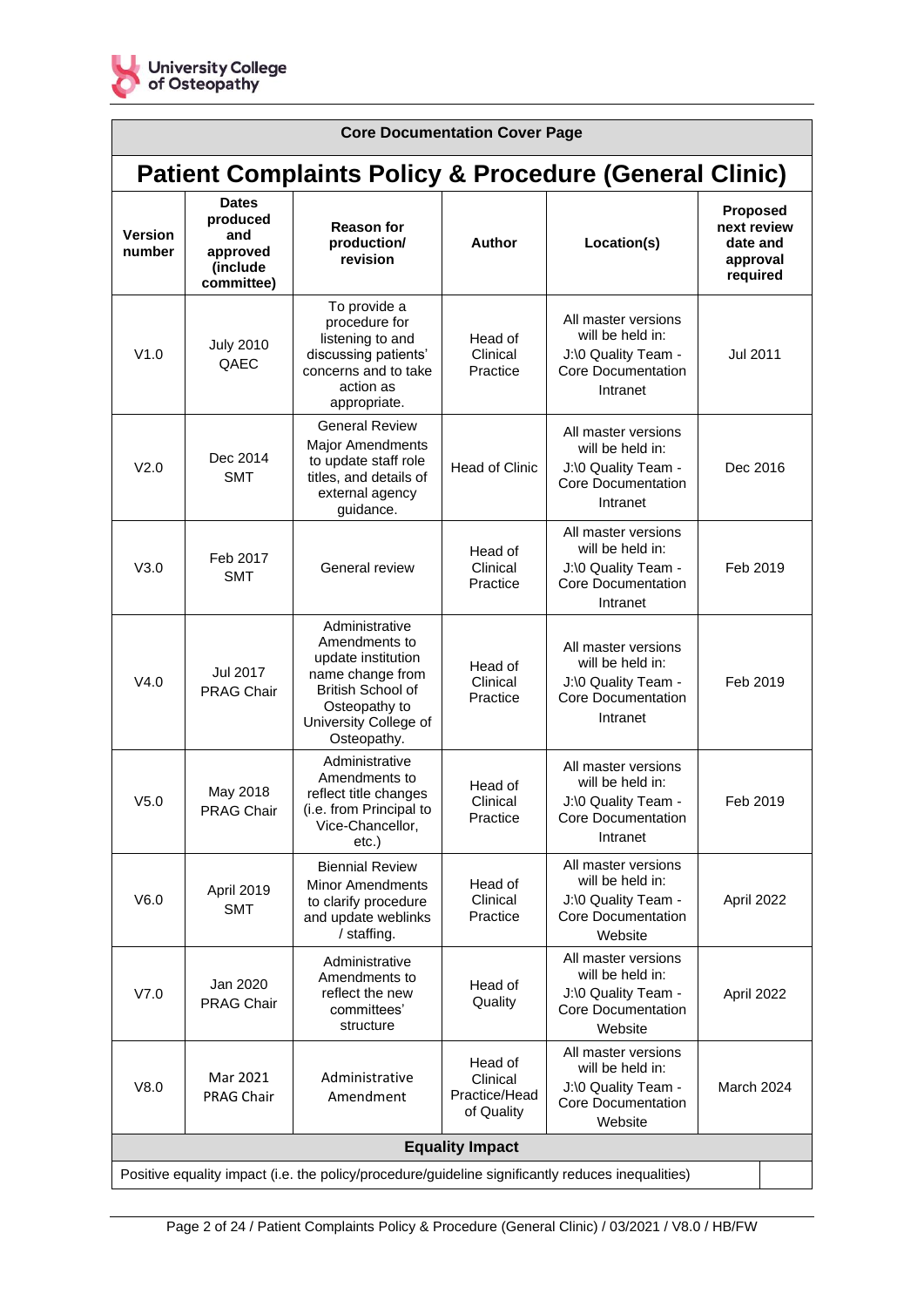**Core Documentation Cover Page**

# Patient Complaints Policy & Procedure (General Clinic)

| Version number | Dates produced and approved (include committee) | Reason for production/ revision | Author | Location(s) | Proposed next review date and approval required |
|---|---|---|---|---|---|
| V1.0 | July 2010 QAEC | To provide a procedure for listening to and discussing patients' concerns and to take action as appropriate. | Head of Clinical Practice | All master versions will be held in: J:\0 Quality Team - Core Documentation Intranet | Jul 2011 |
| V2.0 | Dec 2014 SMT | General Review Major Amendments to update staff role titles, and details of external agency guidance. | Head of Clinic | All master versions will be held in: J:\0 Quality Team - Core Documentation Intranet | Dec 2016 |
| V3.0 | Feb 2017 SMT | General review | Head of Clinical Practice | All master versions will be held in: J:\0 Quality Team - Core Documentation Intranet | Feb 2019 |
| V4.0 | Jul 2017 PRAG Chair | Administrative Amendments to update institution name change from British School of Osteopathy to University College of Osteopathy. | Head of Clinical Practice | All master versions will be held in: J:\0 Quality Team - Core Documentation Intranet | Feb 2019 |
| V5.0 | May 2018 PRAG Chair | Administrative Amendments to reflect title changes (i.e. from Principal to Vice-Chancellor, etc.) | Head of Clinical Practice | All master versions will be held in: J:\0 Quality Team - Core Documentation Intranet | Feb 2019 |
| V6.0 | April 2019 SMT | Biennial Review Minor Amendments to clarify procedure and update weblinks / staffing. | Head of Clinical Practice | All master versions will be held in: J:\0 Quality Team - Core Documentation Website | April 2022 |
| V7.0 | Jan 2020 PRAG Chair | Administrative Amendments to reflect the new committees' structure | Head of Quality | All master versions will be held in: J:\0 Quality Team - Core Documentation Website | April 2022 |
| V8.0 | Mar 2021 PRAG Chair | Administrative Amendment | Head of Clinical Practice/Head of Quality | All master versions will be held in: J:\0 Quality Team - Core Documentation Website | March 2024 |

**Equality Impact**

| Positive equality impact (i.e. the policy/procedure/guideline significantly reduces inequalities) | |
|---|---|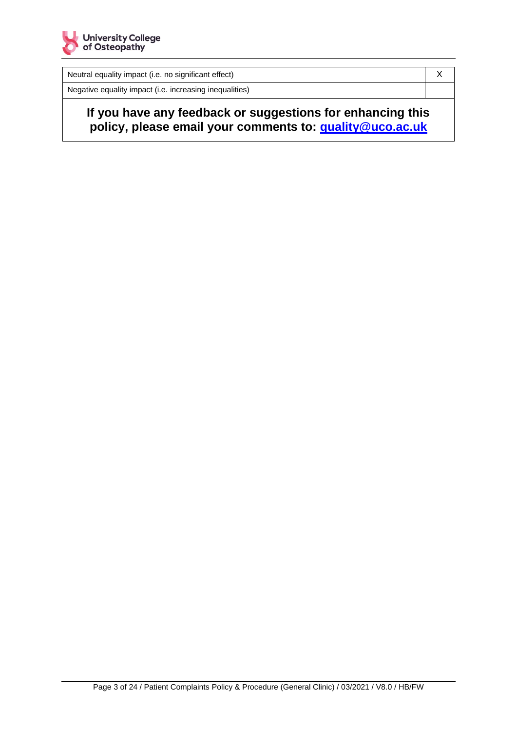| | |
|---|---|
| Neutral equality impact (i.e. no significant effect) | X |
| Negative equality impact (i.e. increasing inequalities) | |

**If you have any feedback or suggestions for enhancing this policy, please email your comments to: quality@uco.ac.uk**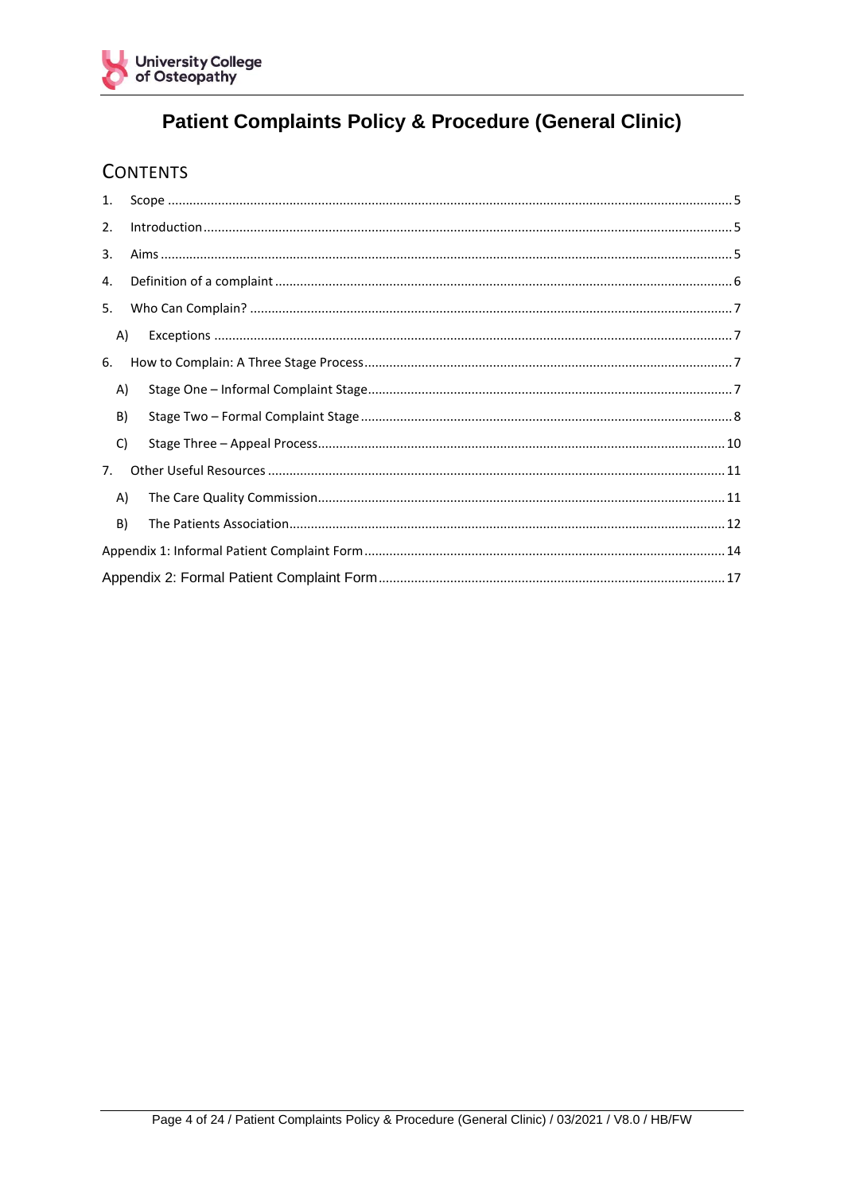# Patient Complaints Policy & Procedure (General Clinic)

## CONTENTS

1. Scope ..... 5
2. Introduction ..... 5
3. Aims ..... 5
4. Definition of a complaint ..... 6
5. Who Can Complain? ..... 7
   - A) Exceptions ..... 7
6. How to Complain: A Three Stage Process ..... 7
   - A) Stage One – Informal Complaint Stage ..... 7
   - B) Stage Two – Formal Complaint Stage ..... 8
   - C) Stage Three – Appeal Process ..... 10
7. Other Useful Resources ..... 11
   - A) The Care Quality Commission ..... 11
   - B) The Patients Association ..... 12

Appendix 1: Informal Patient Complaint Form ..... 14

Appendix 2: Formal Patient Complaint Form ..... 17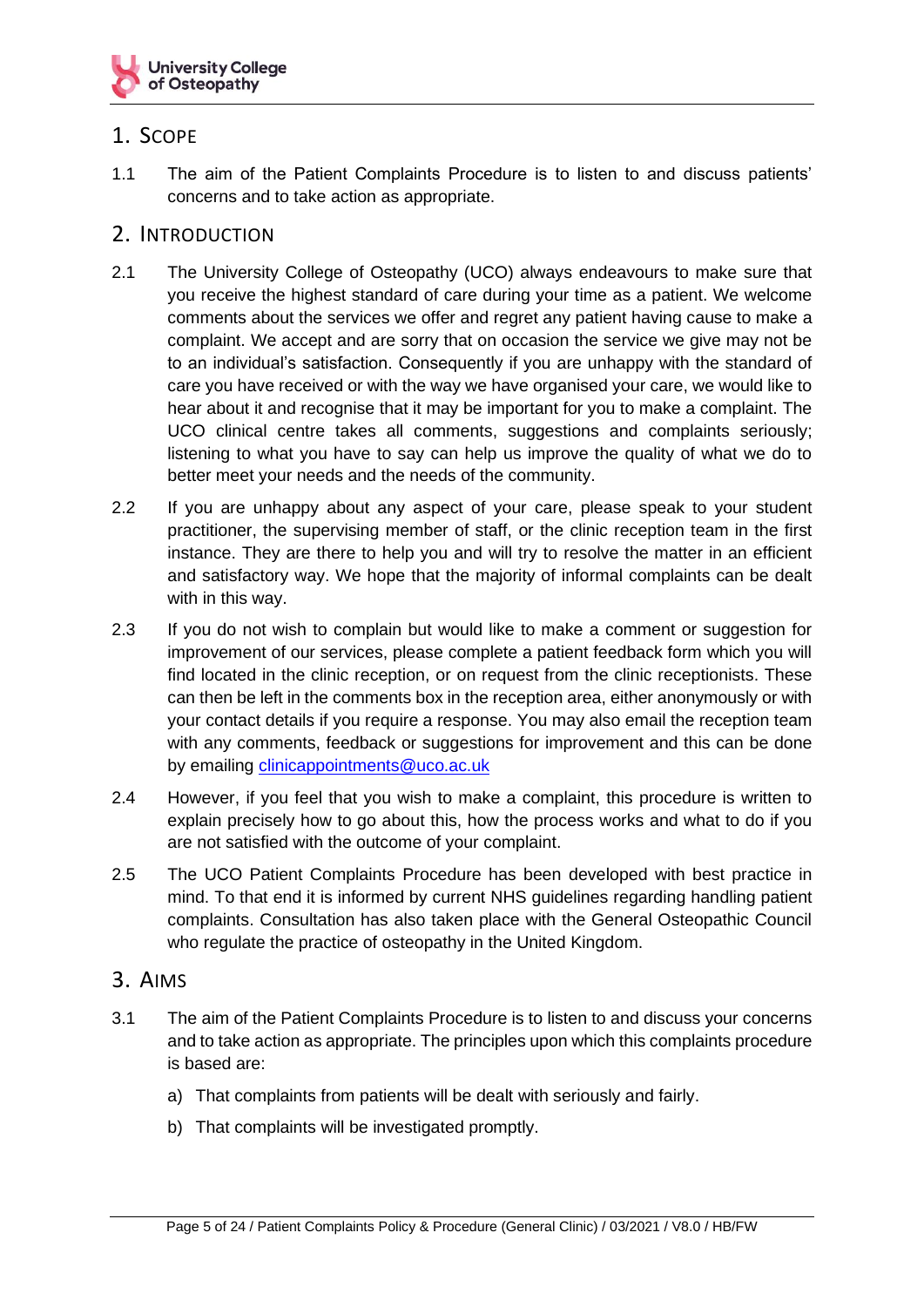## 1. Scope

1.1 The aim of the Patient Complaints Procedure is to listen to and discuss patients' concerns and to take action as appropriate.

## 2. Introduction

2.1 The University College of Osteopathy (UCO) always endeavours to make sure that you receive the highest standard of care during your time as a patient. We welcome comments about the services we offer and regret any patient having cause to make a complaint. We accept and are sorry that on occasion the service we give may not be to an individual's satisfaction. Consequently if you are unhappy with the standard of care you have received or with the way we have organised your care, we would like to hear about it and recognise that it may be important for you to make a complaint. The UCO clinical centre takes all comments, suggestions and complaints seriously; listening to what you have to say can help us improve the quality of what we do to better meet your needs and the needs of the community.

2.2 If you are unhappy about any aspect of your care, please speak to your student practitioner, the supervising member of staff, or the clinic reception team in the first instance. They are there to help you and will try to resolve the matter in an efficient and satisfactory way. We hope that the majority of informal complaints can be dealt with in this way.

2.3 If you do not wish to complain but would like to make a comment or suggestion for improvement of our services, please complete a patient feedback form which you will find located in the clinic reception, or on request from the clinic receptionists. These can then be left in the comments box in the reception area, either anonymously or with your contact details if you require a response. You may also email the reception team with any comments, feedback or suggestions for improvement and this can be done by emailing clinicappointments@uco.ac.uk

2.4 However, if you feel that you wish to make a complaint, this procedure is written to explain precisely how to go about this, how the process works and what to do if you are not satisfied with the outcome of your complaint.

2.5 The UCO Patient Complaints Procedure has been developed with best practice in mind. To that end it is informed by current NHS guidelines regarding handling patient complaints. Consultation has also taken place with the General Osteopathic Council who regulate the practice of osteopathy in the United Kingdom.

## 3. Aims

3.1 The aim of the Patient Complaints Procedure is to listen to and discuss your concerns and to take action as appropriate. The principles upon which this complaints procedure is based are:

a) That complaints from patients will be dealt with seriously and fairly.

b) That complaints will be investigated promptly.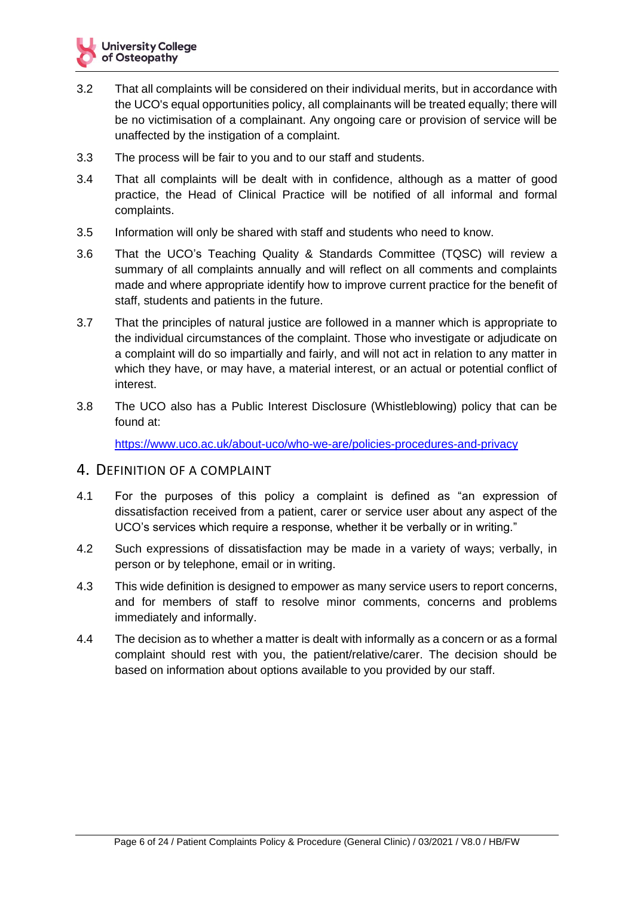3.2 That all complaints will be considered on their individual merits, but in accordance with the UCO's equal opportunities policy, all complainants will be treated equally; there will be no victimisation of a complainant. Any ongoing care or provision of service will be unaffected by the instigation of a complaint.

3.3 The process will be fair to you and to our staff and students.

3.4 That all complaints will be dealt with in confidence, although as a matter of good practice, the Head of Clinical Practice will be notified of all informal and formal complaints.

3.5 Information will only be shared with staff and students who need to know.

3.6 That the UCO's Teaching Quality & Standards Committee (TQSC) will review a summary of all complaints annually and will reflect on all comments and complaints made and where appropriate identify how to improve current practice for the benefit of staff, students and patients in the future.

3.7 That the principles of natural justice are followed in a manner which is appropriate to the individual circumstances of the complaint. Those who investigate or adjudicate on a complaint will do so impartially and fairly, and will not act in relation to any matter in which they have, or may have, a material interest, or an actual or potential conflict of interest.

3.8 The UCO also has a Public Interest Disclosure (Whistleblowing) policy that can be found at:

[https://www.uco.ac.uk/about-uco/who-we-are/policies-procedures-and-privacy](https://www.uco.ac.uk/about-uco/who-we-are/policies-procedures-and-privacy)

## 4. Definition of a Complaint

4.1 For the purposes of this policy a complaint is defined as "an expression of dissatisfaction received from a patient, carer or service user about any aspect of the UCO's services which require a response, whether it be verbally or in writing."

4.2 Such expressions of dissatisfaction may be made in a variety of ways; verbally, in person or by telephone, email or in writing.

4.3 This wide definition is designed to empower as many service users to report concerns, and for members of staff to resolve minor comments, concerns and problems immediately and informally.

4.4 The decision as to whether a matter is dealt with informally as a concern or as a formal complaint should rest with you, the patient/relative/carer. The decision should be based on information about options available to you provided by our staff.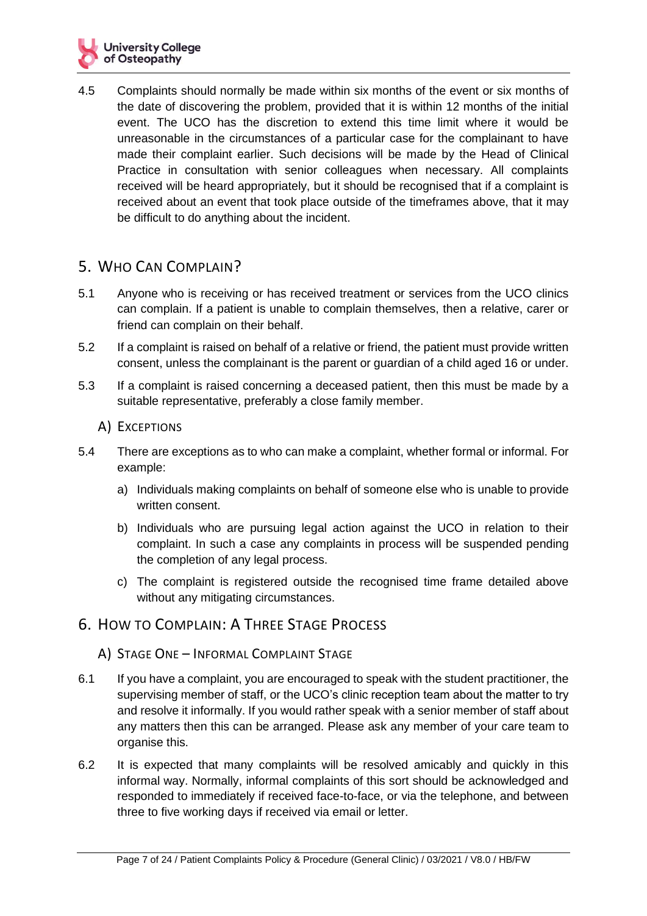4.5 Complaints should normally be made within six months of the event or six months of the date of discovering the problem, provided that it is within 12 months of the initial event. The UCO has the discretion to extend this time limit where it would be unreasonable in the circumstances of a particular case for the complainant to have made their complaint earlier. Such decisions will be made by the Head of Clinical Practice in consultation with senior colleagues when necessary. All complaints received will be heard appropriately, but it should be recognised that if a complaint is received about an event that took place outside of the timeframes above, that it may be difficult to do anything about the incident.

## 5. Who Can Complain?

5.1 Anyone who is receiving or has received treatment or services from the UCO clinics can complain. If a patient is unable to complain themselves, then a relative, carer or friend can complain on their behalf.

5.2 If a complaint is raised on behalf of a relative or friend, the patient must provide written consent, unless the complainant is the parent or guardian of a child aged 16 or under.

5.3 If a complaint is raised concerning a deceased patient, then this must be made by a suitable representative, preferably a close family member.

### A) Exceptions

5.4 There are exceptions as to who can make a complaint, whether formal or informal. For example:

a) Individuals making complaints on behalf of someone else who is unable to provide written consent.

b) Individuals who are pursuing legal action against the UCO in relation to their complaint. In such a case any complaints in process will be suspended pending the completion of any legal process.

c) The complaint is registered outside the recognised time frame detailed above without any mitigating circumstances.

## 6. How to Complain: A Three Stage Process

### A) Stage One – Informal Complaint Stage

6.1 If you have a complaint, you are encouraged to speak with the student practitioner, the supervising member of staff, or the UCO's clinic reception team about the matter to try and resolve it informally. If you would rather speak with a senior member of staff about any matters then this can be arranged. Please ask any member of your care team to organise this.

6.2 It is expected that many complaints will be resolved amicably and quickly in this informal way. Normally, informal complaints of this sort should be acknowledged and responded to immediately if received face-to-face, or via the telephone, and between three to five working days if received via email or letter.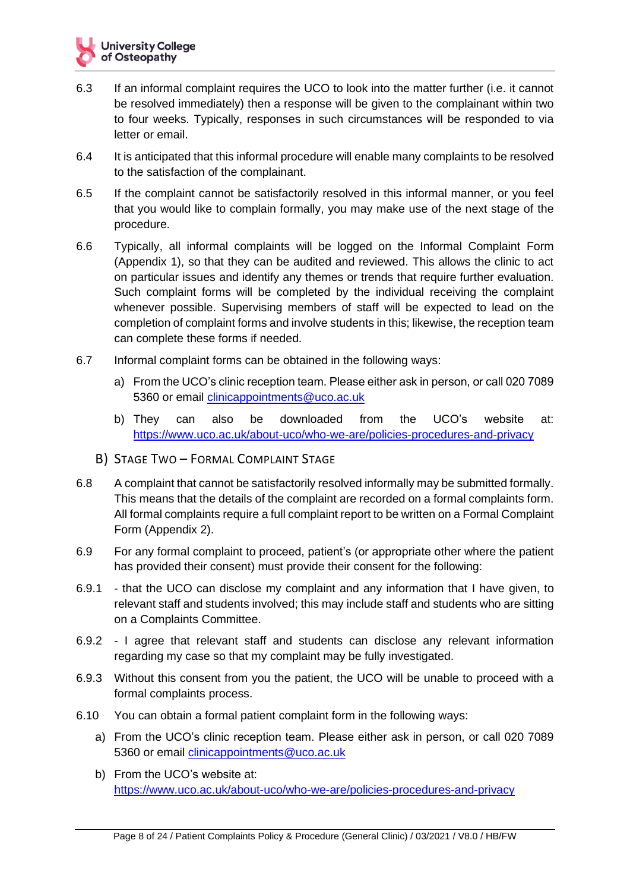6.3 If an informal complaint requires the UCO to look into the matter further (i.e. it cannot be resolved immediately) then a response will be given to the complainant within two to four weeks. Typically, responses in such circumstances will be responded to via letter or email.

6.4 It is anticipated that this informal procedure will enable many complaints to be resolved to the satisfaction of the complainant.

6.5 If the complaint cannot be satisfactorily resolved in this informal manner, or you feel that you would like to complain formally, you may make use of the next stage of the procedure.

6.6 Typically, all informal complaints will be logged on the Informal Complaint Form (Appendix 1), so that they can be audited and reviewed. This allows the clinic to act on particular issues and identify any themes or trends that require further evaluation. Such complaint forms will be completed by the individual receiving the complaint whenever possible. Supervising members of staff will be expected to lead on the completion of complaint forms and involve students in this; likewise, the reception team can complete these forms if needed.

6.7 Informal complaint forms can be obtained in the following ways:

a) From the UCO's clinic reception team. Please either ask in person, or call 020 7089 5360 or email clinicappointments@uco.ac.uk

b) They can also be downloaded from the UCO's website at: https://www.uco.ac.uk/about-uco/who-we-are/policies-procedures-and-privacy

### B) Stage Two – Formal Complaint Stage

6.8 A complaint that cannot be satisfactorily resolved informally may be submitted formally. This means that the details of the complaint are recorded on a formal complaints form. All formal complaints require a full complaint report to be written on a Formal Complaint Form (Appendix 2).

6.9 For any formal complaint to proceed, patient's (or appropriate other where the patient has provided their consent) must provide their consent for the following:

6.9.1 - that the UCO can disclose my complaint and any information that I have given, to relevant staff and students involved; this may include staff and students who are sitting on a Complaints Committee.

6.9.2 - I agree that relevant staff and students can disclose any relevant information regarding my case so that my complaint may be fully investigated.

6.9.3 Without this consent from you the patient, the UCO will be unable to proceed with a formal complaints process.

6.10 You can obtain a formal patient complaint form in the following ways:

a) From the UCO's clinic reception team. Please either ask in person, or call 020 7089 5360 or email clinicappointments@uco.ac.uk

b) From the UCO's website at: https://www.uco.ac.uk/about-uco/who-we-are/policies-procedures-and-privacy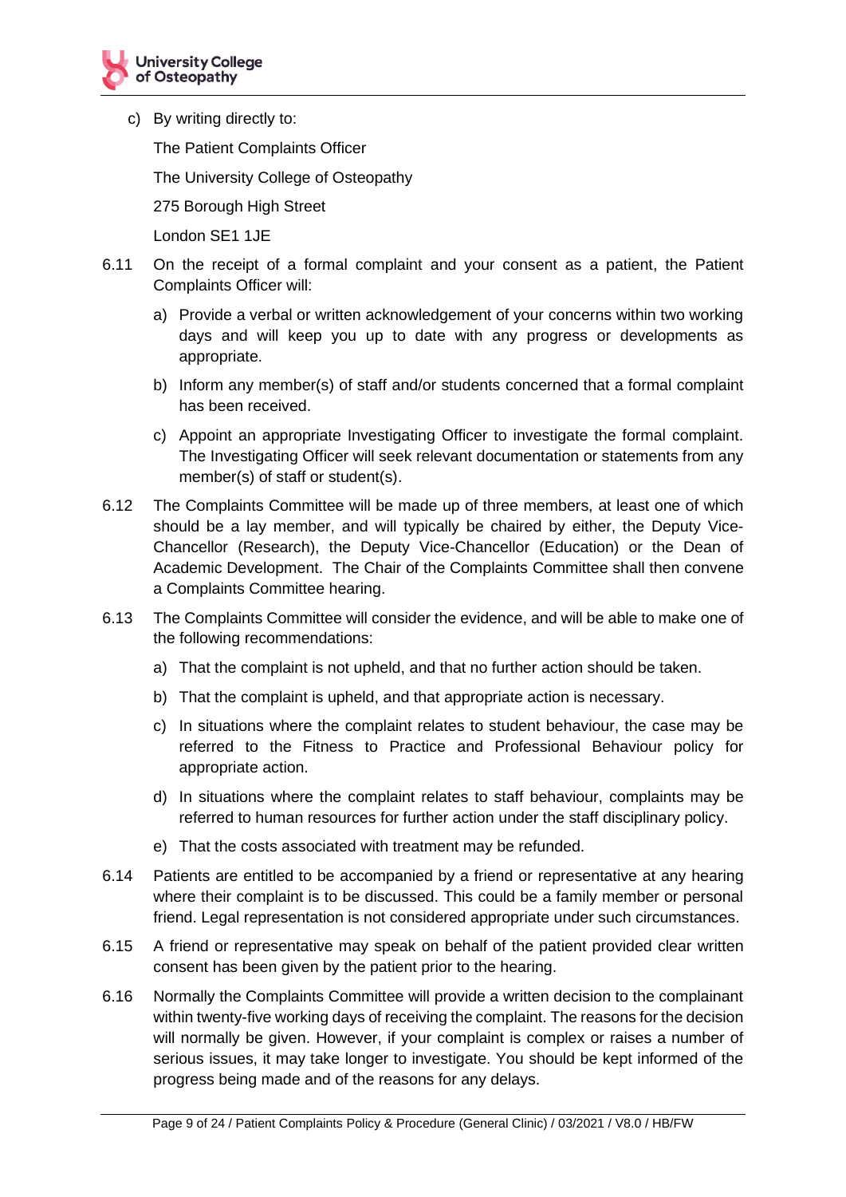c) By writing directly to:

   The Patient Complaints Officer

   The University College of Osteopathy

   275 Borough High Street

   London SE1 1JE

6.11 On the receipt of a formal complaint and your consent as a patient, the Patient Complaints Officer will:

   a) Provide a verbal or written acknowledgement of your concerns within two working days and will keep you up to date with any progress or developments as appropriate.

   b) Inform any member(s) of staff and/or students concerned that a formal complaint has been received.

   c) Appoint an appropriate Investigating Officer to investigate the formal complaint. The Investigating Officer will seek relevant documentation or statements from any member(s) of staff or student(s).

6.12 The Complaints Committee will be made up of three members, at least one of which should be a lay member, and will typically be chaired by either, the Deputy Vice-Chancellor (Research), the Deputy Vice-Chancellor (Education) or the Dean of Academic Development. The Chair of the Complaints Committee shall then convene a Complaints Committee hearing.

6.13 The Complaints Committee will consider the evidence, and will be able to make one of the following recommendations:

   a) That the complaint is not upheld, and that no further action should be taken.

   b) That the complaint is upheld, and that appropriate action is necessary.

   c) In situations where the complaint relates to student behaviour, the case may be referred to the Fitness to Practice and Professional Behaviour policy for appropriate action.

   d) In situations where the complaint relates to staff behaviour, complaints may be referred to human resources for further action under the staff disciplinary policy.

   e) That the costs associated with treatment may be refunded.

6.14 Patients are entitled to be accompanied by a friend or representative at any hearing where their complaint is to be discussed. This could be a family member or personal friend. Legal representation is not considered appropriate under such circumstances.

6.15 A friend or representative may speak on behalf of the patient provided clear written consent has been given by the patient prior to the hearing.

6.16 Normally the Complaints Committee will provide a written decision to the complainant within twenty-five working days of receiving the complaint. The reasons for the decision will normally be given. However, if your complaint is complex or raises a number of serious issues, it may take longer to investigate. You should be kept informed of the progress being made and of the reasons for any delays.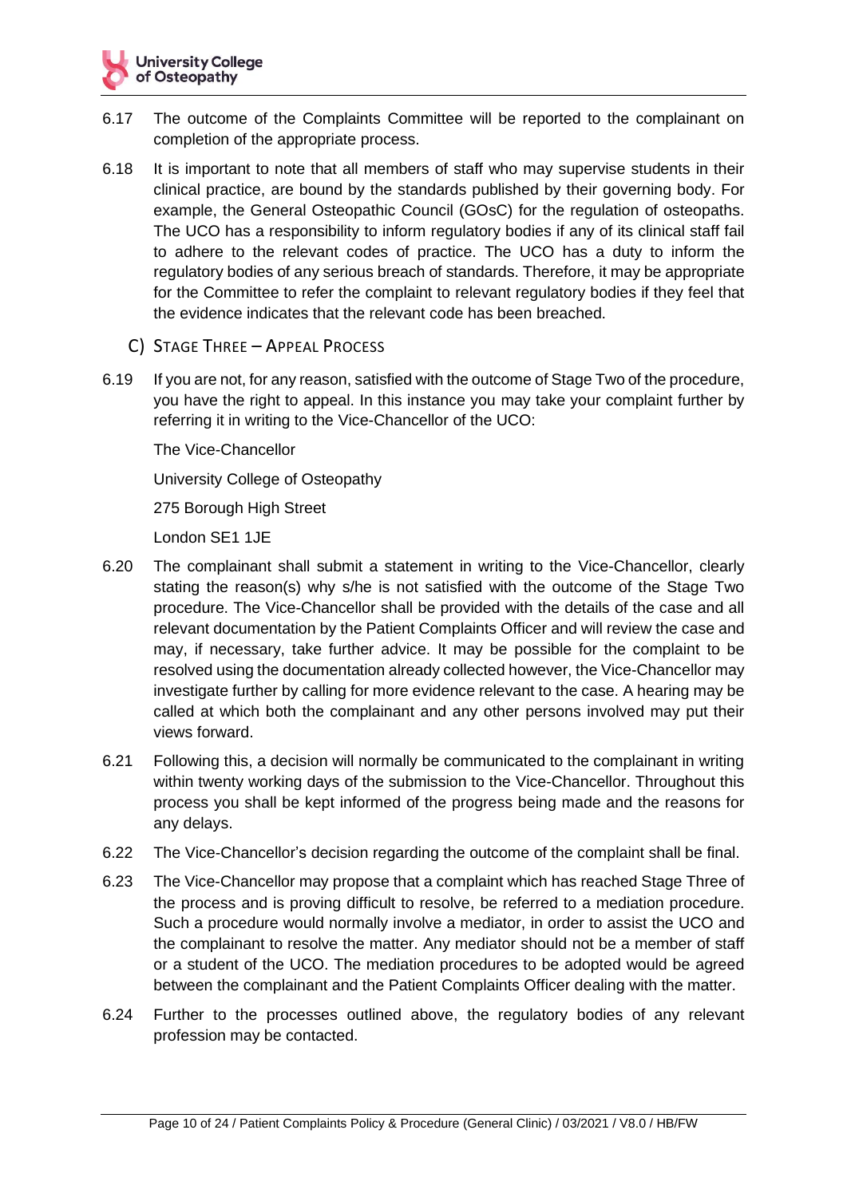6.17 The outcome of the Complaints Committee will be reported to the complainant on completion of the appropriate process.

6.18 It is important to note that all members of staff who may supervise students in their clinical practice, are bound by the standards published by their governing body. For example, the General Osteopathic Council (GOsC) for the regulation of osteopaths. The UCO has a responsibility to inform regulatory bodies if any of its clinical staff fail to adhere to the relevant codes of practice. The UCO has a duty to inform the regulatory bodies of any serious breach of standards. Therefore, it may be appropriate for the Committee to refer the complaint to relevant regulatory bodies if they feel that the evidence indicates that the relevant code has been breached.

### C) Stage Three – Appeal Process

6.19 If you are not, for any reason, satisfied with the outcome of Stage Two of the procedure, you have the right to appeal. In this instance you may take your complaint further by referring it in writing to the Vice-Chancellor of the UCO:

The Vice-Chancellor

University College of Osteopathy

275 Borough High Street

London SE1 1JE

6.20 The complainant shall submit a statement in writing to the Vice-Chancellor, clearly stating the reason(s) why s/he is not satisfied with the outcome of the Stage Two procedure. The Vice-Chancellor shall be provided with the details of the case and all relevant documentation by the Patient Complaints Officer and will review the case and may, if necessary, take further advice. It may be possible for the complaint to be resolved using the documentation already collected however, the Vice-Chancellor may investigate further by calling for more evidence relevant to the case. A hearing may be called at which both the complainant and any other persons involved may put their views forward.

6.21 Following this, a decision will normally be communicated to the complainant in writing within twenty working days of the submission to the Vice-Chancellor. Throughout this process you shall be kept informed of the progress being made and the reasons for any delays.

6.22 The Vice-Chancellor's decision regarding the outcome of the complaint shall be final.

6.23 The Vice-Chancellor may propose that a complaint which has reached Stage Three of the process and is proving difficult to resolve, be referred to a mediation procedure. Such a procedure would normally involve a mediator, in order to assist the UCO and the complainant to resolve the matter. Any mediator should not be a member of staff or a student of the UCO. The mediation procedures to be adopted would be agreed between the complainant and the Patient Complaints Officer dealing with the matter.

6.24 Further to the processes outlined above, the regulatory bodies of any relevant profession may be contacted.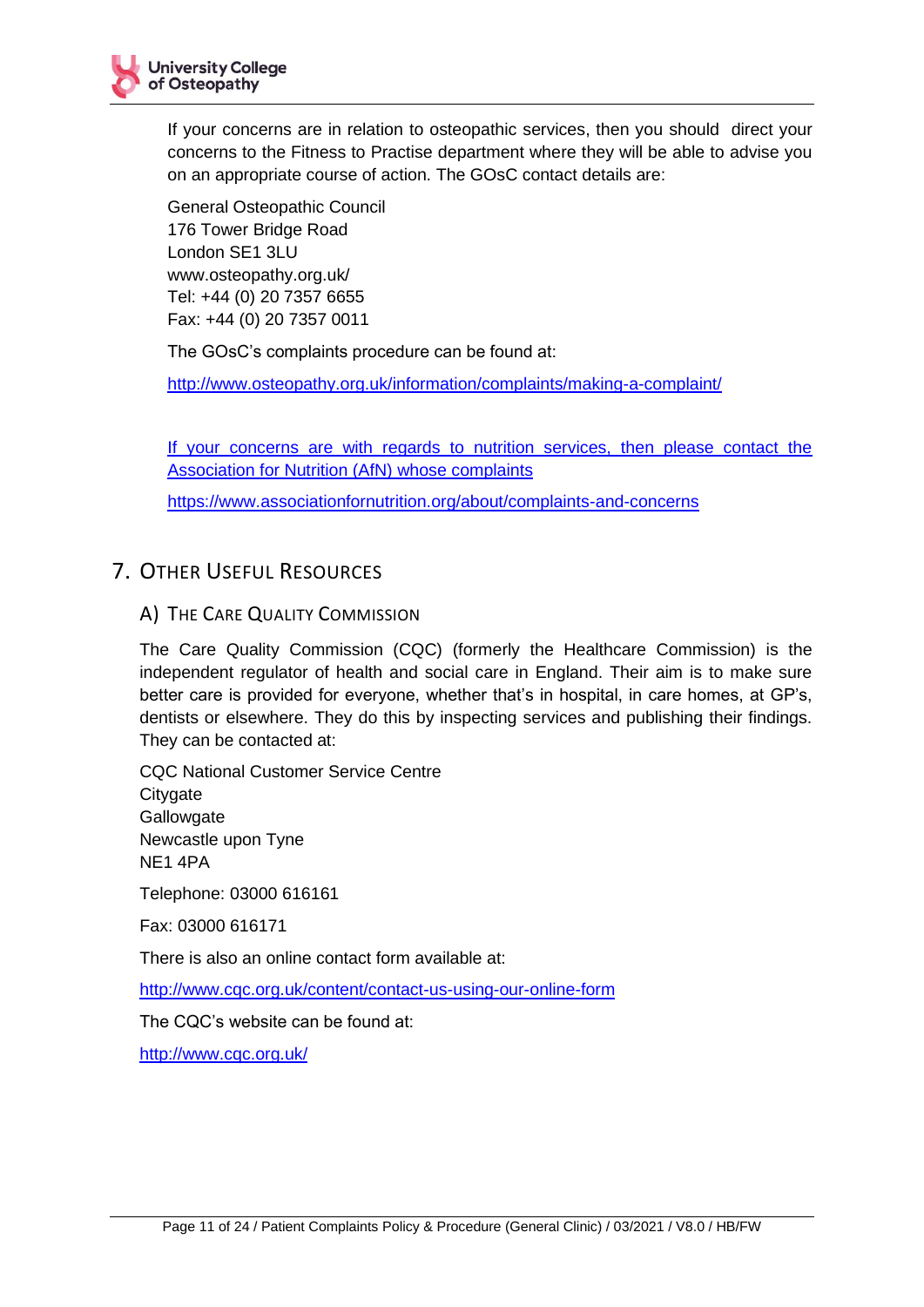If your concerns are in relation to osteopathic services, then you should direct your concerns to the Fitness to Practise department where they will be able to advise you on an appropriate course of action. The GOsC contact details are:

General Osteopathic Council
176 Tower Bridge Road
London SE1 3LU
www.osteopathy.org.uk/
Tel: +44 (0) 20 7357 6655
Fax: +44 (0) 20 7357 0011

The GOsC's complaints procedure can be found at:

http://www.osteopathy.org.uk/information/complaints/making-a-complaint/

If your concerns are with regards to nutrition services, then please contact the Association for Nutrition (AfN) whose complaints

https://www.associationfornutrition.org/about/complaints-and-concerns

## 7. Other Useful Resources

### A) The Care Quality Commission

The Care Quality Commission (CQC) (formerly the Healthcare Commission) is the independent regulator of health and social care in England. Their aim is to make sure better care is provided for everyone, whether that's in hospital, in care homes, at GP's, dentists or elsewhere. They do this by inspecting services and publishing their findings. They can be contacted at:

CQC National Customer Service Centre
Citygate
Gallowgate
Newcastle upon Tyne
NE1 4PA

Telephone: 03000 616161

Fax: 03000 616171

There is also an online contact form available at:

http://www.cqc.org.uk/content/contact-us-using-our-online-form

The CQC's website can be found at:

http://www.cqc.org.uk/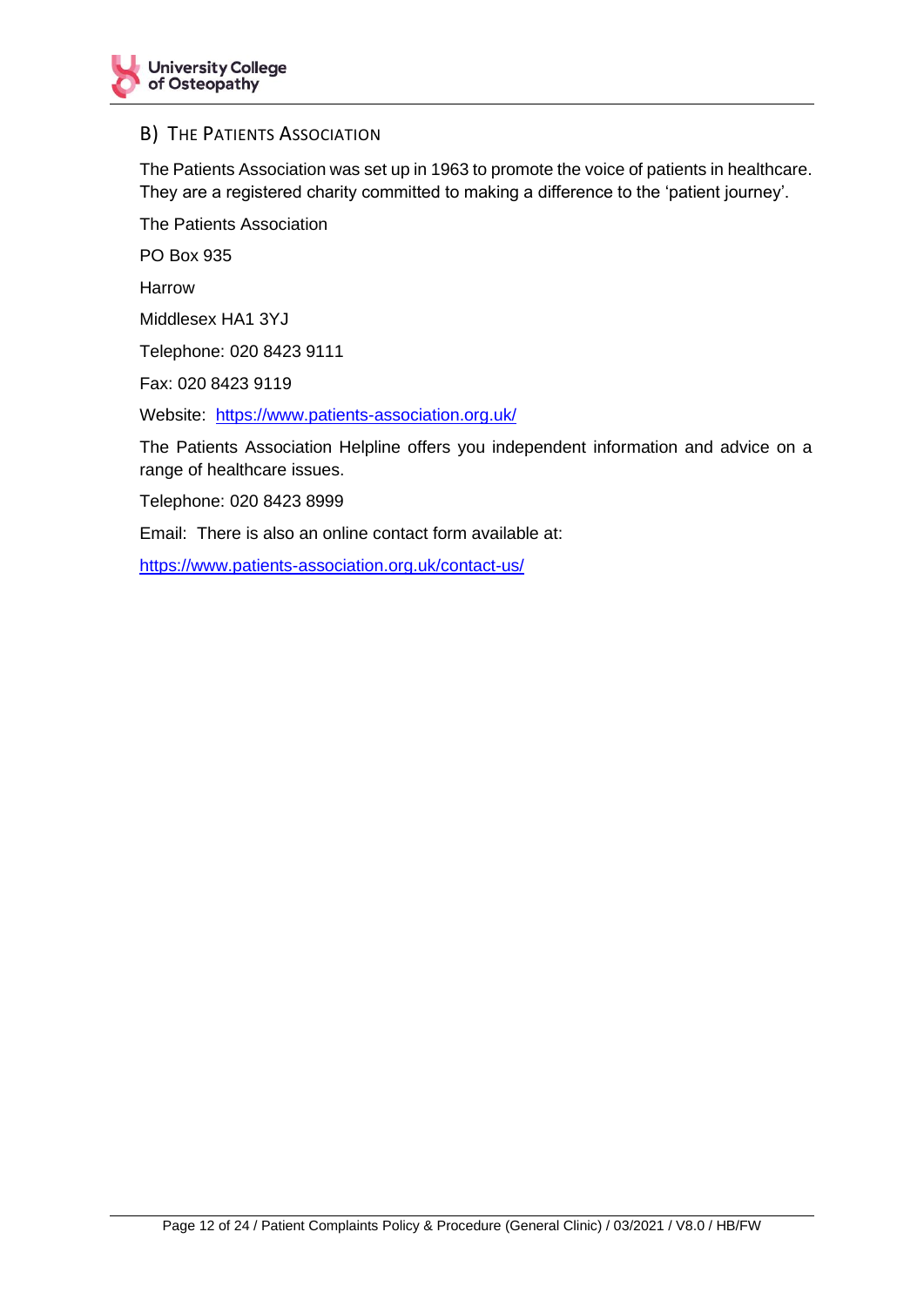### B) The Patients Association

The Patients Association was set up in 1963 to promote the voice of patients in healthcare. They are a registered charity committed to making a difference to the 'patient journey'.

The Patients Association

PO Box 935

Harrow

Middlesex HA1 3YJ

Telephone: 020 8423 9111

Fax: 020 8423 9119

Website: [https://www.patients-association.org.uk/](https://www.patients-association.org.uk/)

The Patients Association Helpline offers you independent information and advice on a range of healthcare issues.

Telephone: 020 8423 8999

Email: There is also an online contact form available at:

[https://www.patients-association.org.uk/contact-us/](https://www.patients-association.org.uk/contact-us/)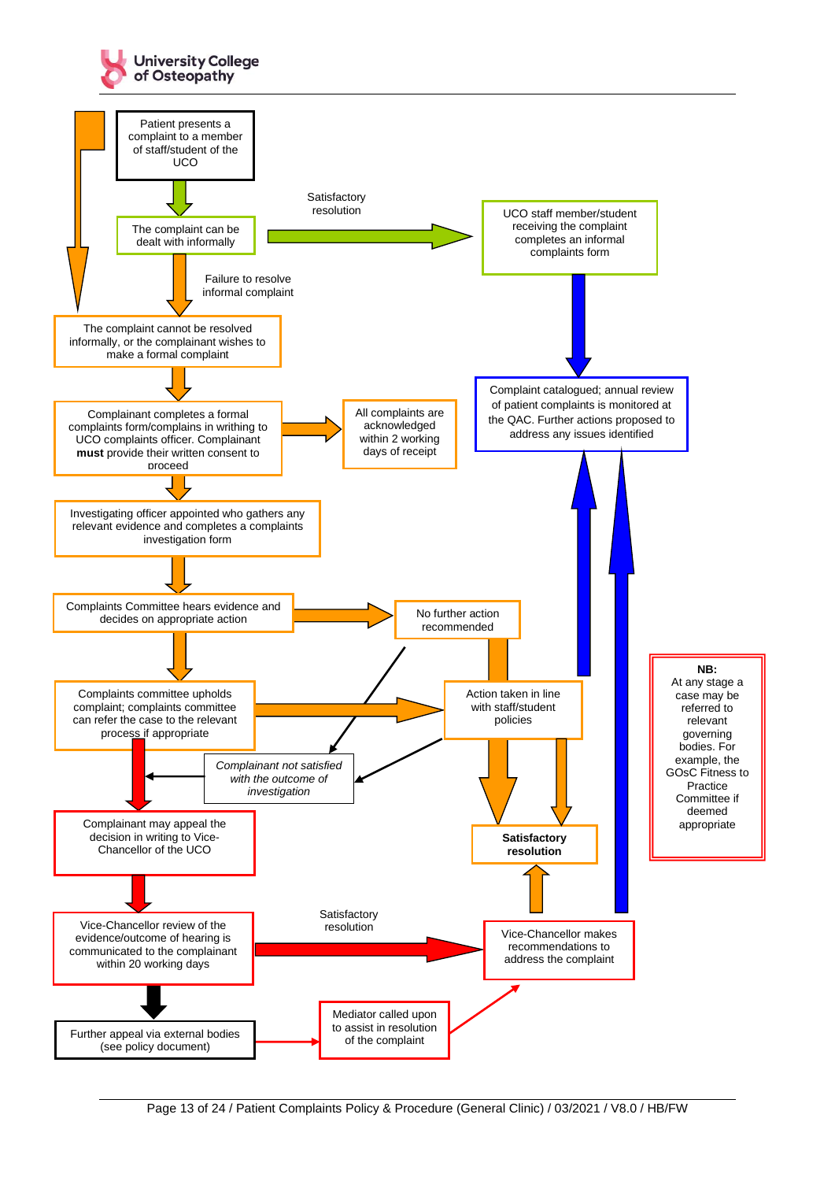Patient presents a complaint to a member of staff/student of the UCO

The complaint can be dealt with informally

Satisfactory resolution

UCO staff member/student receiving the complaint completes an informal complaints form

Failure to resolve informal complaint

The complaint cannot be resolved informally, or the complainant wishes to make a formal complaint

Complaint catalogued; annual review of patient complaints is monitored at the QAC. Further actions proposed to address any issues identified

Complainant completes a formal complaints form/complains in writing to UCO complaints officer. Complainant **must** provide their written consent to proceed

All complaints are acknowledged within 2 working days of receipt

Investigating officer appointed who gathers any relevant evidence and completes a complaints investigation form

Complaints Committee hears evidence and decides on appropriate action

No further action recommended

Complaints committee upholds complaint; complaints committee can refer the case to the relevant process if appropriate

Action taken in line with staff/student policies

*Complainant not satisfied with the outcome of investigation*

**NB:**
At any stage a case may be referred to relevant governing bodies. For example, the GOsC Fitness to Practice Committee if deemed appropriate

Complainant may appeal the decision in writing to Vice-Chancellor of the UCO

**Satisfactory resolution**

Vice-Chancellor review of the evidence/outcome of hearing is communicated to the complainant within 20 working days

Satisfactory resolution

Vice-Chancellor makes recommendations to address the complaint

Further appeal via external bodies (see policy document)

Mediator called upon to assist in resolution of the complaint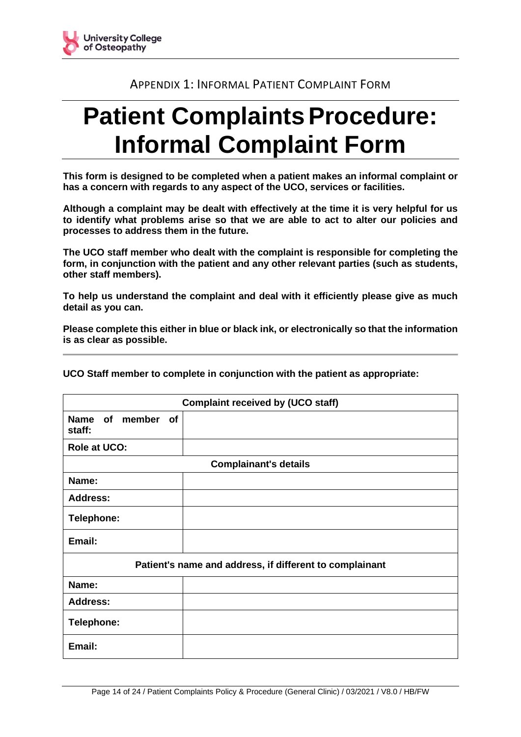APPENDIX 1: INFORMAL PATIENT COMPLAINT FORM

# Patient Complaints Procedure: Informal Complaint Form

**This form is designed to be completed when a patient makes an informal complaint or has a concern with regards to any aspect of the UCO, services or facilities.**

**Although a complaint may be dealt with effectively at the time it is very helpful for us to identify what problems arise so that we are able to act to alter our policies and processes to address them in the future.**

**The UCO staff member who dealt with the complaint is responsible for completing the form, in conjunction with the patient and any other relevant parties (such as students, other staff members).**

**To help us understand the complaint and deal with it efficiently please give as much detail as you can.**

**Please complete this either in blue or black ink, or electronically so that the information is as clear as possible.**

---

**UCO Staff member to complete in conjunction with the patient as appropriate:**

| Complaint received by (UCO staff) | |
|---|---|
| **Name of member of staff:** | |
| **Role at UCO:** | |
| **Complainant's details** | |
| **Name:** | |
| **Address:** | |
| **Telephone:** | |
| **Email:** | |
| **Patient's name and address, if different to complainant** | |
| **Name:** | |
| **Address:** | |
| **Telephone:** | |
| **Email:** | |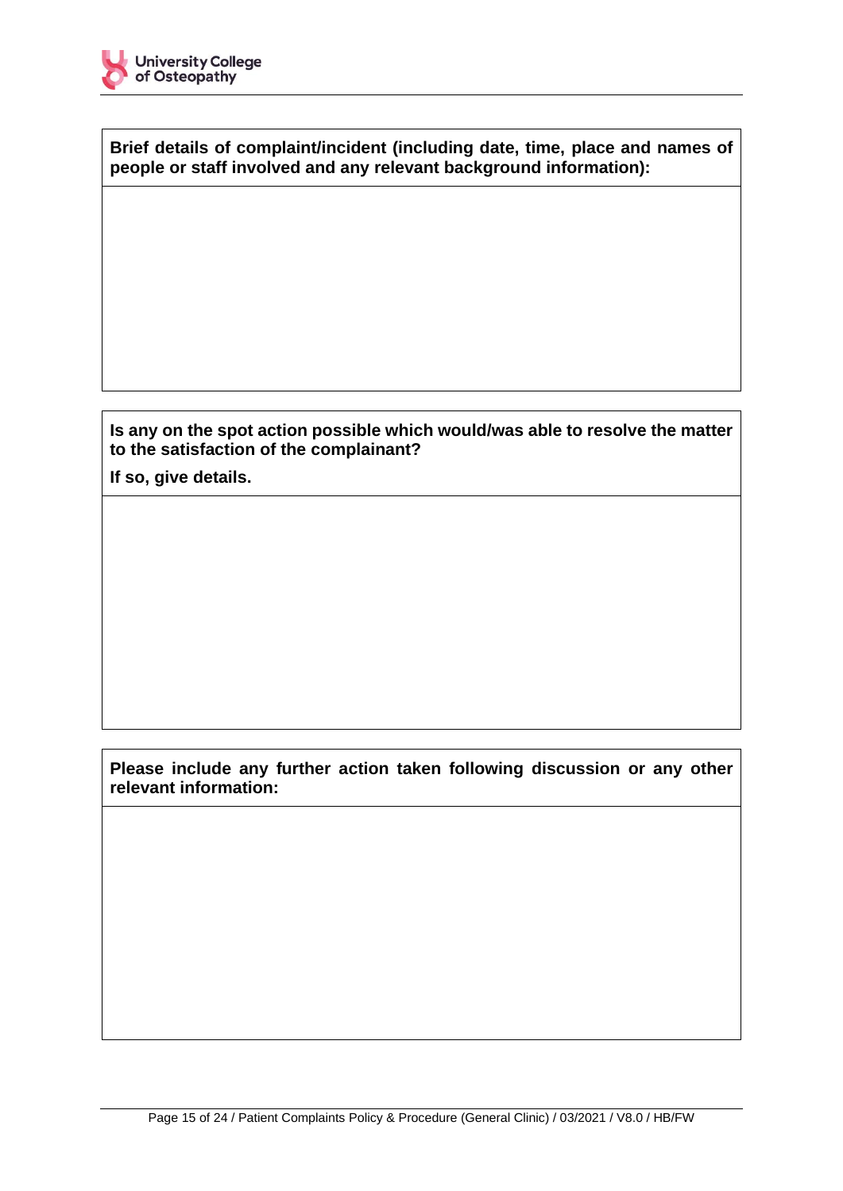| **Brief details of complaint/incident (including date, time, place and names of people or staff involved and any relevant background information):** |
| --- |
| |

| **Is any on the spot action possible which would/was able to resolve the matter to the satisfaction of the complainant?**<br><br>**If so, give details.** |
| --- |
| |

| **Please include any further action taken following discussion or any other relevant information:** |
| --- |
| |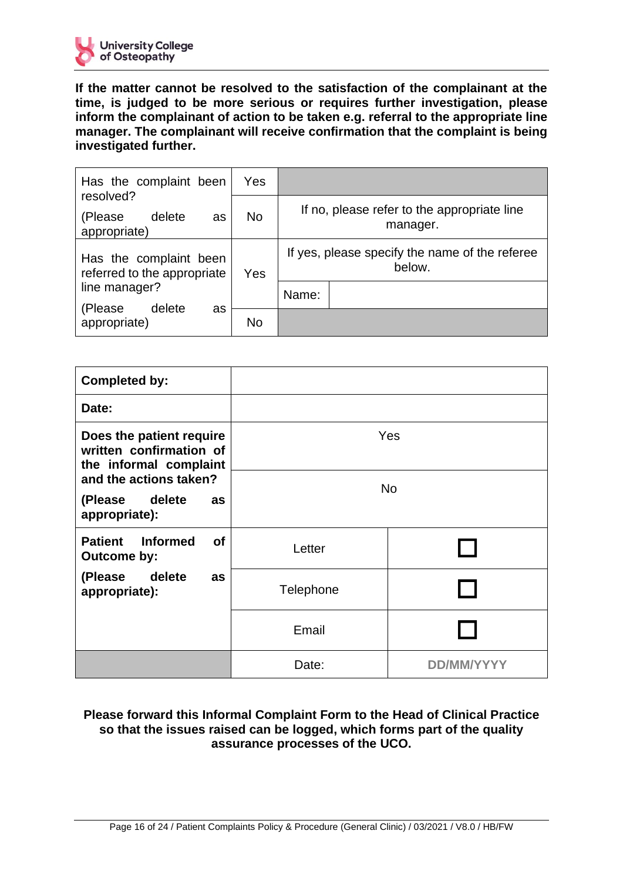**If the matter cannot be resolved to the satisfaction of the complainant at the time, is judged to be more serious or requires further investigation, please inform the complainant of action to be taken e.g. referral to the appropriate line manager. The complainant will receive confirmation that the complaint is being investigated further.**

| | | | |
|---|---|---|---|
| Has the complaint been resolved?<br>(Please delete as appropriate) | Yes | | |
| | No | If no, please refer to the appropriate line manager. | |
| Has the complaint been referred to the appropriate line manager?<br>(Please delete as appropriate) | Yes | If yes, please specify the name of the referee below. | |
| | | Name: | |
| | No | | |

| | | |
|---|---|---|
| **Completed by:** | | |
| **Date:** | | |
| **Does the patient require written confirmation of the informal complaint and the actions taken?**<br>**(Please delete as appropriate):** | Yes | |
| | No | |
| **Patient Informed of Outcome by:**<br>**(Please delete as appropriate):** | Letter | ☐ |
| | Telephone | ☐ |
| | Email | ☐ |
| | Date: | DD/MM/YYYY |

**Please forward this Informal Complaint Form to the Head of Clinical Practice so that the issues raised can be logged, which forms part of the quality assurance processes of the UCO.**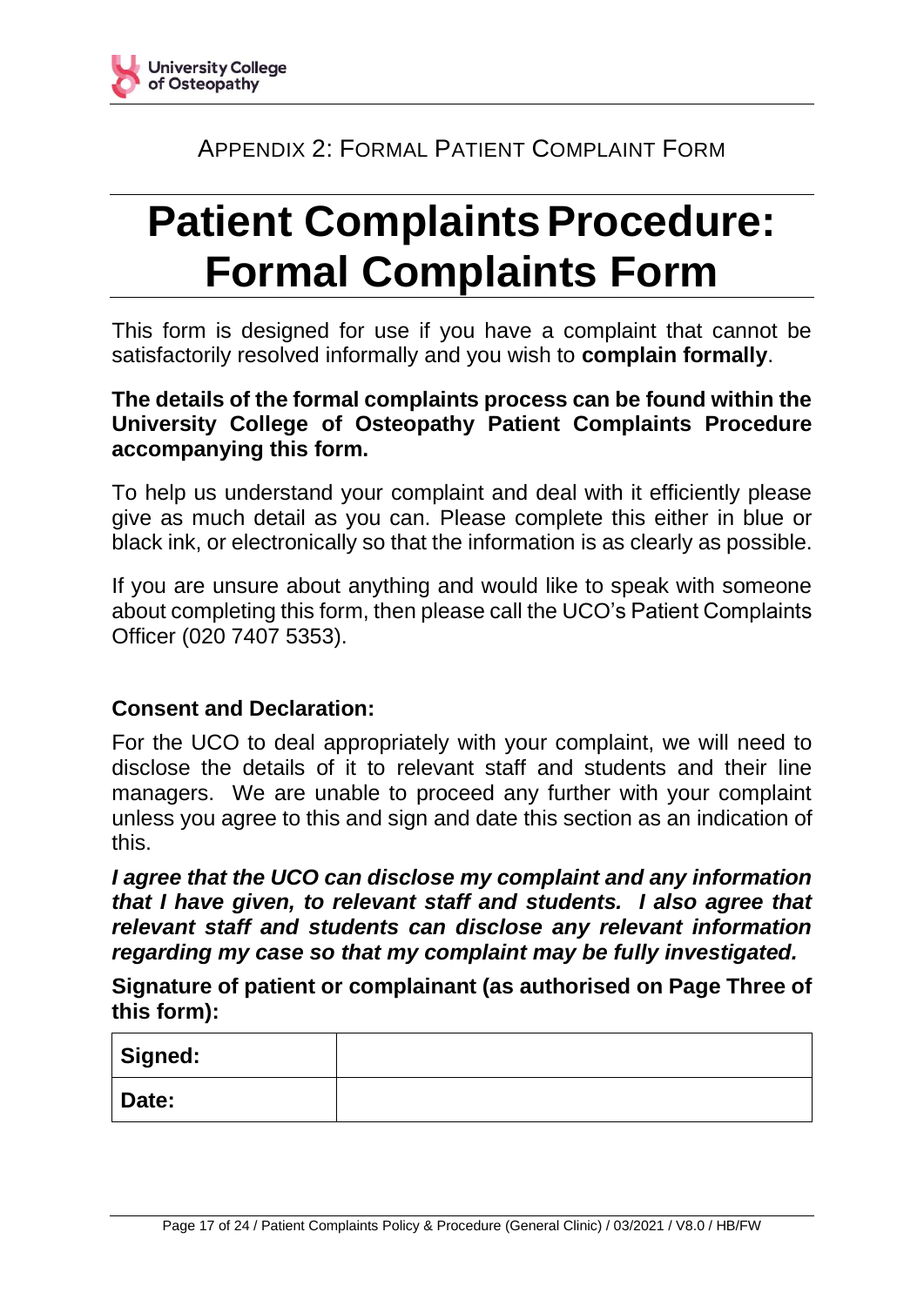APPENDIX 2: FORMAL PATIENT COMPLAINT FORM

# Patient Complaints Procedure: Formal Complaints Form

This form is designed for use if you have a complaint that cannot be satisfactorily resolved informally and you wish to **complain formally**.

**The details of the formal complaints process can be found within the University College of Osteopathy Patient Complaints Procedure accompanying this form.**

To help us understand your complaint and deal with it efficiently please give as much detail as you can. Please complete this either in blue or black ink, or electronically so that the information is as clearly as possible.

If you are unsure about anything and would like to speak with someone about completing this form, then please call the UCO's Patient Complaints Officer (020 7407 5353).

**Consent and Declaration:**

For the UCO to deal appropriately with your complaint, we will need to disclose the details of it to relevant staff and students and their line managers. We are unable to proceed any further with your complaint unless you agree to this and sign and date this section as an indication of this.

***I agree that the UCO can disclose my complaint and any information that I have given, to relevant staff and students. I also agree that relevant staff and students can disclose any relevant information regarding my case so that my complaint may be fully investigated.***

**Signature of patient or complainant (as authorised on Page Three of this form):**

| **Signed:** | |
|---|---|
| **Date:** | |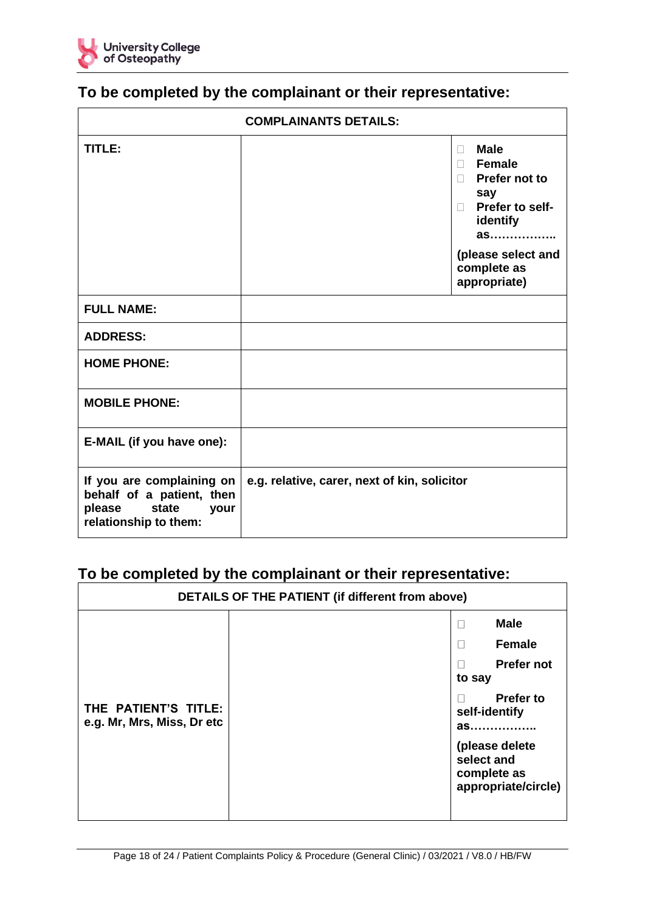## To be completed by the complainant or their representative:

| COMPLAINANTS DETAILS: | | |
|---|---|---|
| **TITLE:** | | ☐ **Male**<br>☐ **Female**<br>☐ **Prefer not to say**<br>☐ **Prefer to self-identify as……………..**<br>**(please select and complete as appropriate)** |
| **FULL NAME:** | | |
| **ADDRESS:** | | |
| **HOME PHONE:** | | |
| **MOBILE PHONE:** | | |
| **E-MAIL (if you have one):** | | |
| **If you are complaining on behalf of a patient, then please state your relationship to them:** | **e.g. relative, carer, next of kin, solicitor** | |

## To be completed by the complainant or their representative:

| DETAILS OF THE PATIENT (if different from above) | | |
|---|---|---|
| **THE PATIENT'S TITLE: e.g. Mr, Mrs, Miss, Dr etc** | | ☐ **Male**<br>☐ **Female**<br>☐ **Prefer not to say**<br>☐ **Prefer to self-identify as……………..**<br>**(please delete select and complete as appropriate/circle)** |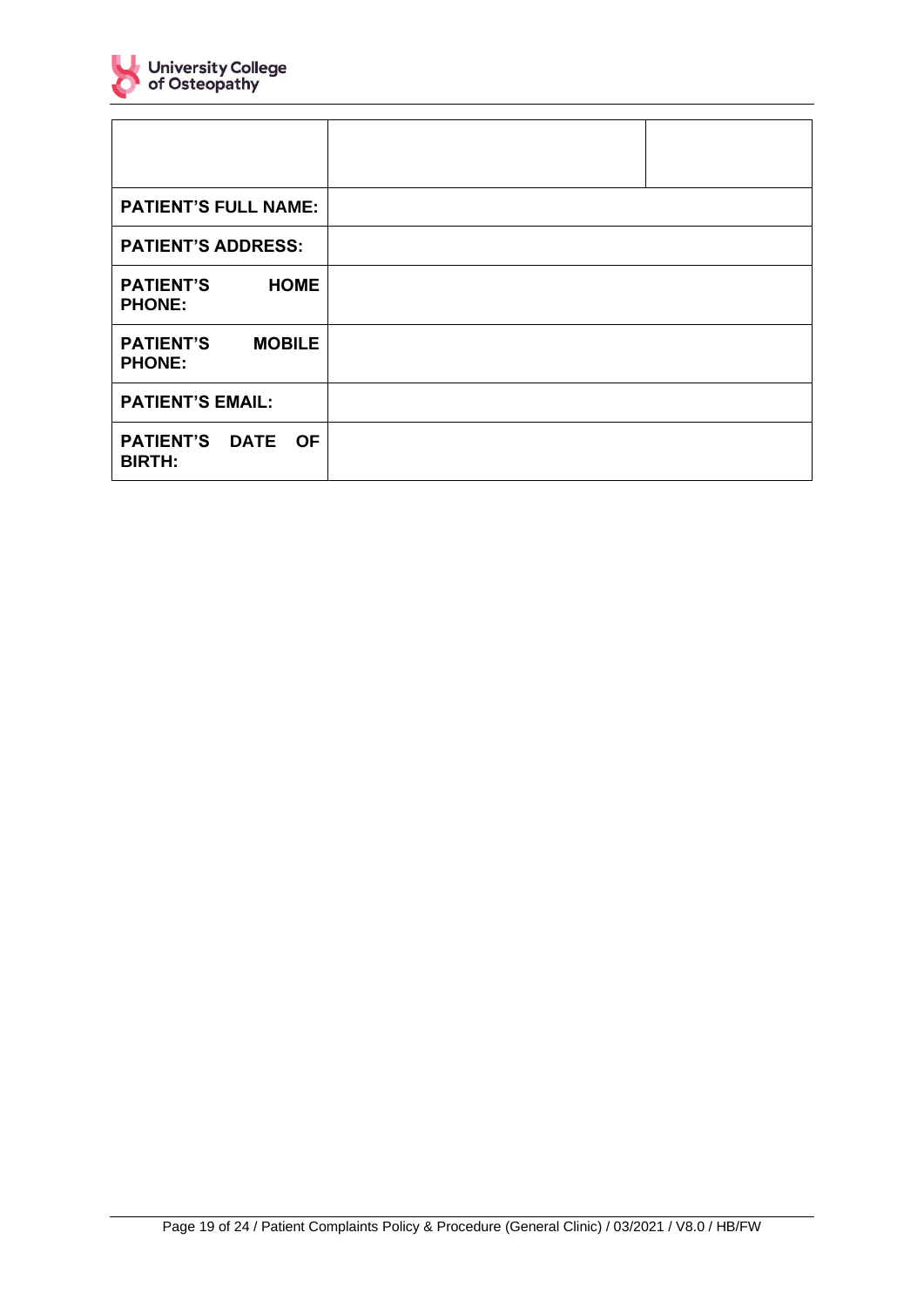| | | |
|---|---|---|
| **PATIENT'S FULL NAME:** | | |
| **PATIENT'S ADDRESS:** | | |
| **PATIENT'S HOME PHONE:** | | |
| **PATIENT'S MOBILE PHONE:** | | |
| **PATIENT'S EMAIL:** | | |
| **PATIENT'S DATE OF BIRTH:** | | |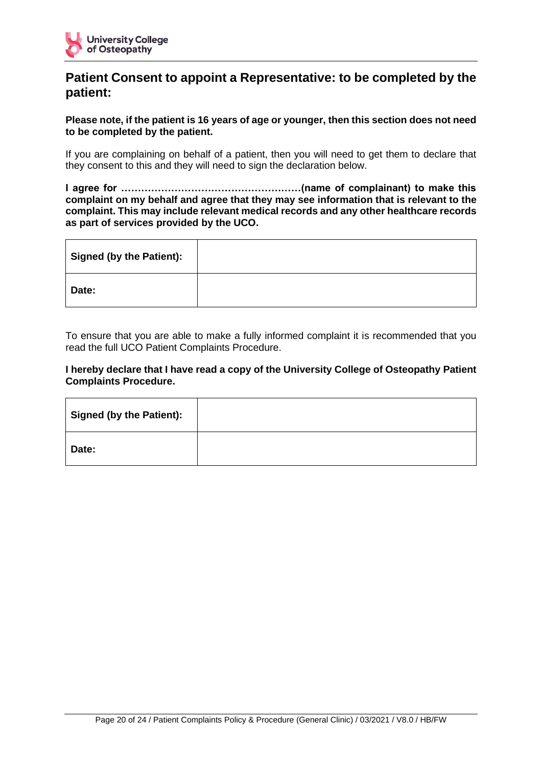## Patient Consent to appoint a Representative: to be completed by the patient:

**Please note, if the patient is 16 years of age or younger, then this section does not need to be completed by the patient.**

If you are complaining on behalf of a patient, then you will need to get them to declare that they consent to this and they will need to sign the declaration below.

**I agree for ………………………………………………(name of complainant) to make this complaint on my behalf and agree that they may see information that is relevant to the complaint. This may include relevant medical records and any other healthcare records as part of services provided by the UCO.**

| **Signed (by the Patient):** | |
|---|---|
| **Date:** | |

To ensure that you are able to make a fully informed complaint it is recommended that you read the full UCO Patient Complaints Procedure.

**I hereby declare that I have read a copy of the University College of Osteopathy Patient Complaints Procedure.**

| **Signed (by the Patient):** | |
|---|---|
| **Date:** | |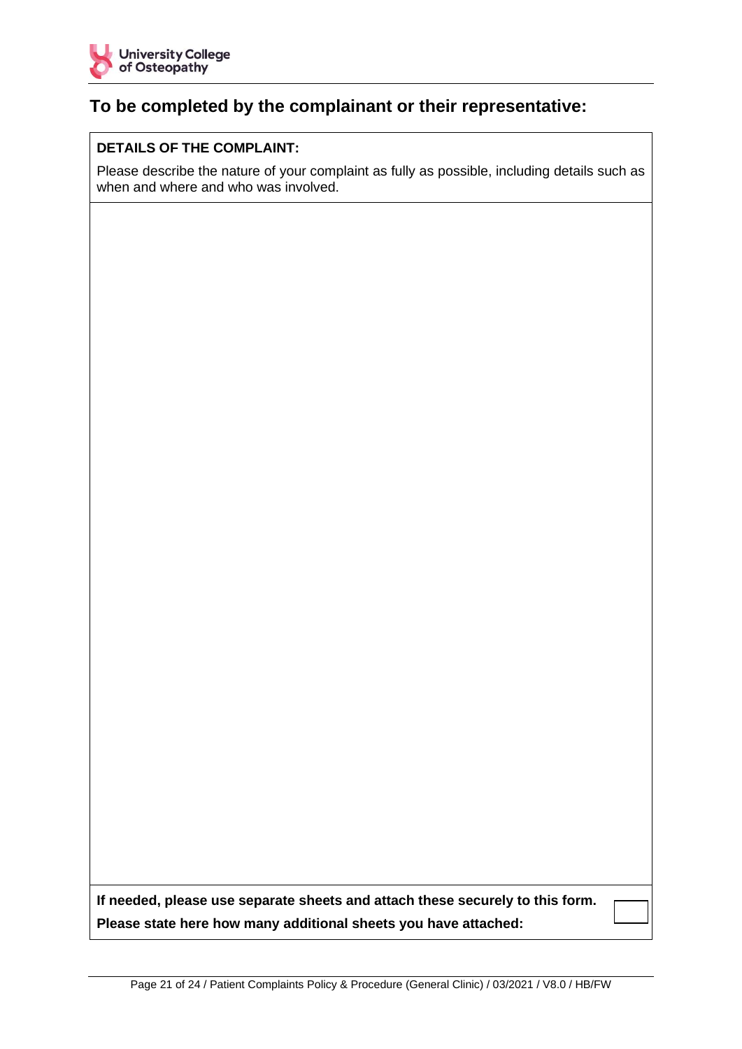## To be completed by the complainant or their representative:

| **DETAILS OF THE COMPLAINT:**<br><br>Please describe the nature of your complaint as fully as possible, including details such as when and where and who was involved. |
|---|
| |
| **If needed, please use separate sheets and attach these securely to this form.**<br>**Please state here how many additional sheets you have attached:** |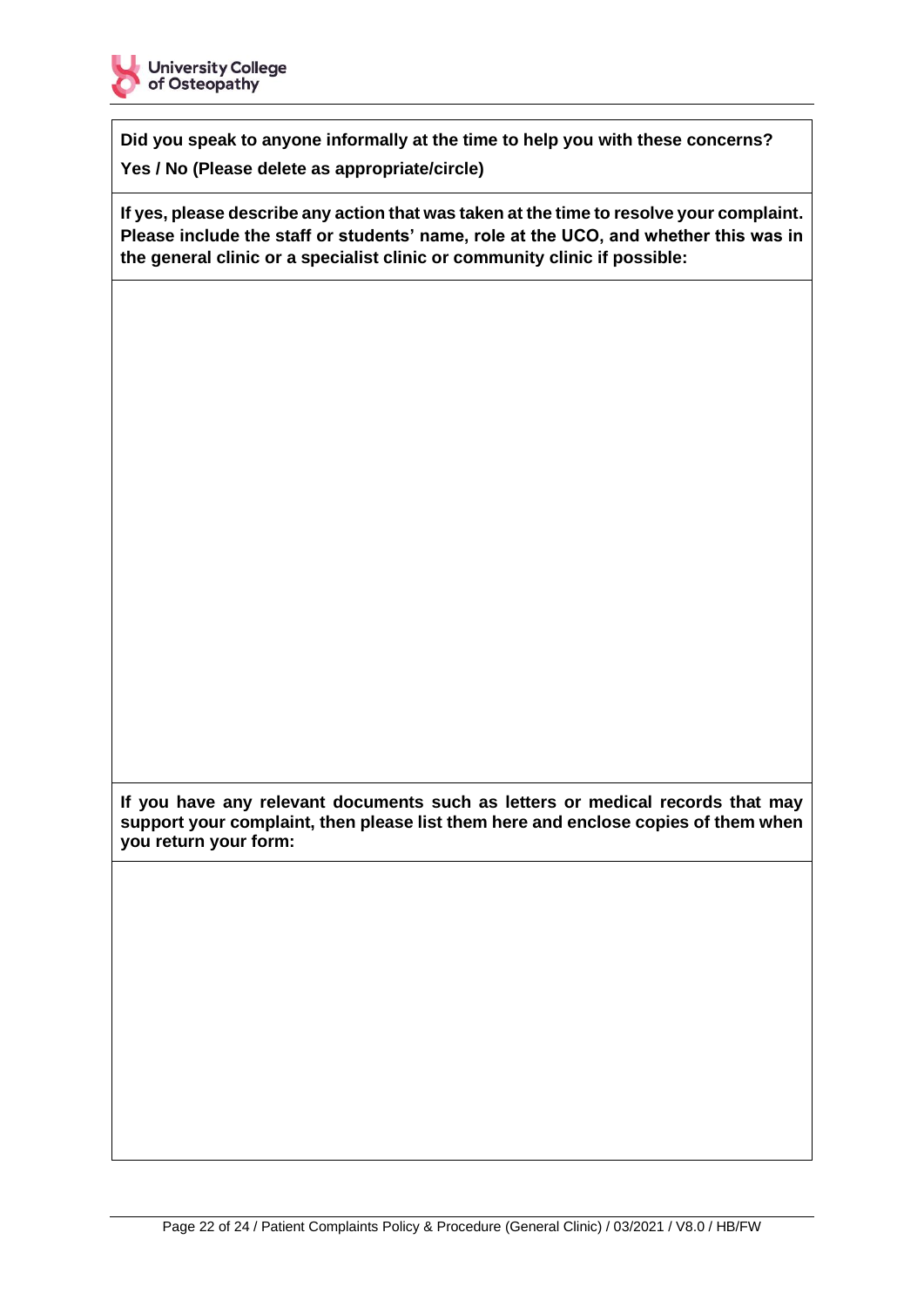**Did you speak to anyone informally at the time to help you with these concerns?**

**Yes / No (Please delete as appropriate/circle)**

**If yes, please describe any action that was taken at the time to resolve your complaint. Please include the staff or students' name, role at the UCO, and whether this was in the general clinic or a specialist clinic or community clinic if possible:**

**If you have any relevant documents such as letters or medical records that may support your complaint, then please list them here and enclose copies of them when you return your form:**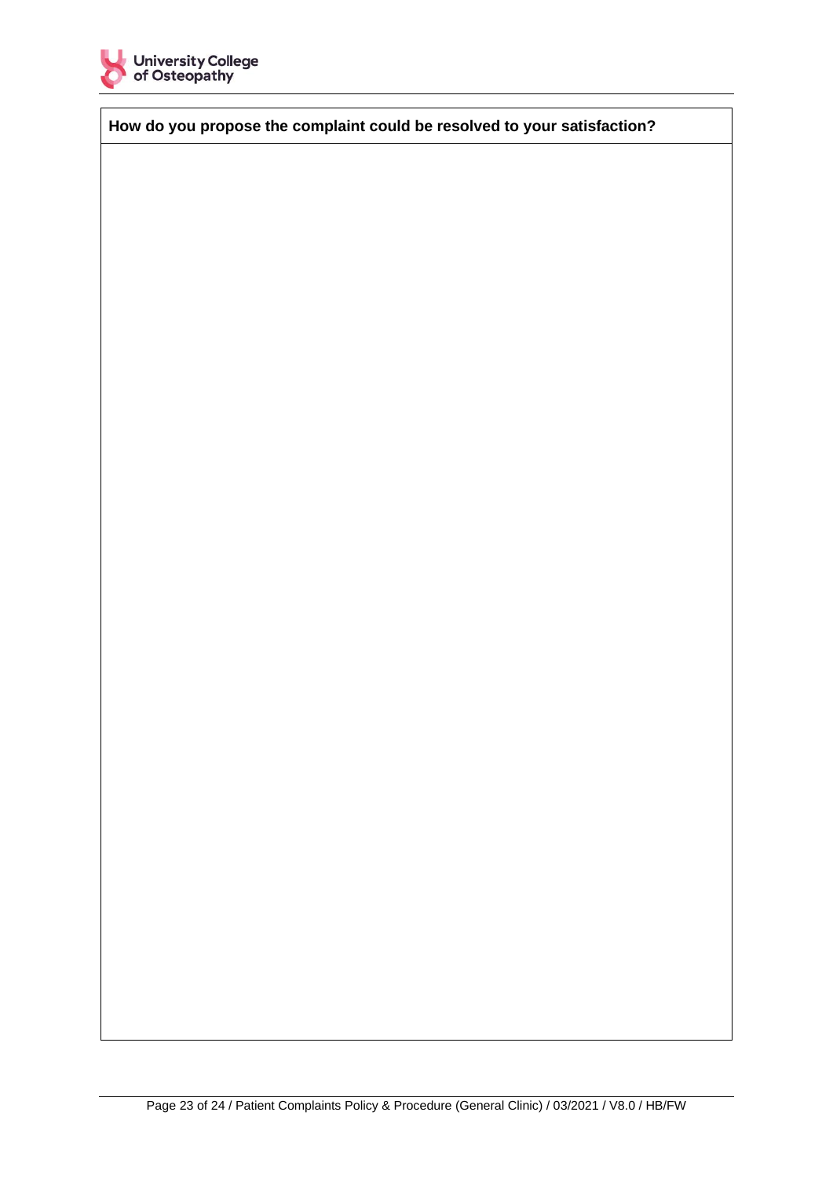| How do you propose the complaint could be resolved to your satisfaction? |
| --- |
| |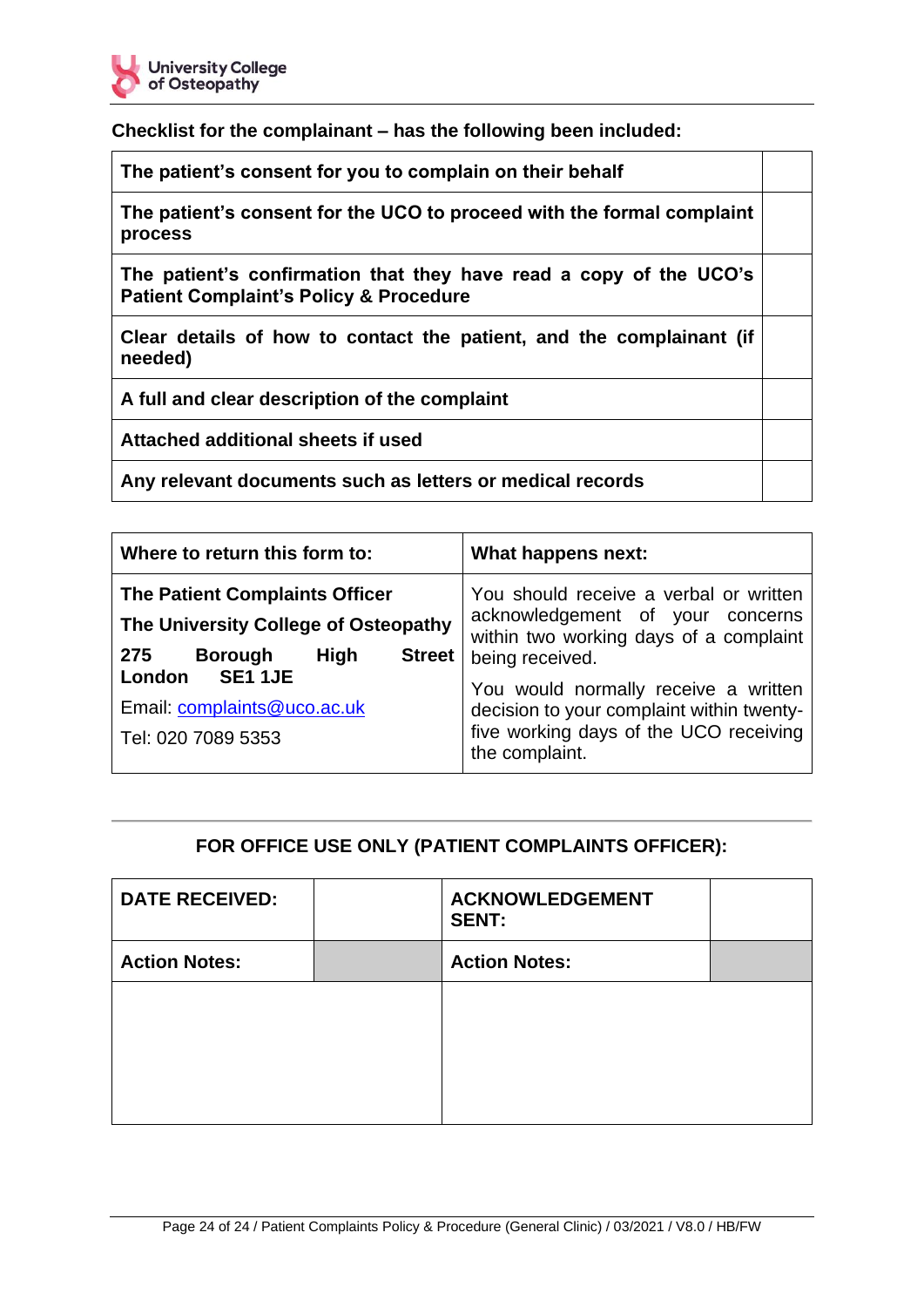**Checklist for the complainant – has the following been included:**

| | |
|---|---|
| **The patient's consent for you to complain on their behalf** | |
| **The patient's consent for the UCO to proceed with the formal complaint process** | |
| **The patient's confirmation that they have read a copy of the UCO's Patient Complaint's Policy & Procedure** | |
| **Clear details of how to contact the patient, and the complainant (if needed)** | |
| **A full and clear description of the complaint** | |
| **Attached additional sheets if used** | |
| **Any relevant documents such as letters or medical records** | |

| **Where to return this form to:** | **What happens next:** |
|---|---|
| **The Patient Complaints Officer**<br>**The University College of Osteopathy**<br>**275 Borough High Street London SE1 1JE**<br>Email: complaints@uco.ac.uk<br>Tel: 020 7089 5353 | You should receive a verbal or written acknowledgement of your concerns within two working days of a complaint being received.<br>You would normally receive a written decision to your complaint within twenty-five working days of the UCO receiving the complaint. |

---

**FOR OFFICE USE ONLY (PATIENT COMPLAINTS OFFICER):**

| | | | |
|---|---|---|---|
| **DATE RECEIVED:** | | **ACKNOWLEDGEMENT SENT:** | |
| **Action Notes:** | | **Action Notes:** | |
| | | | |